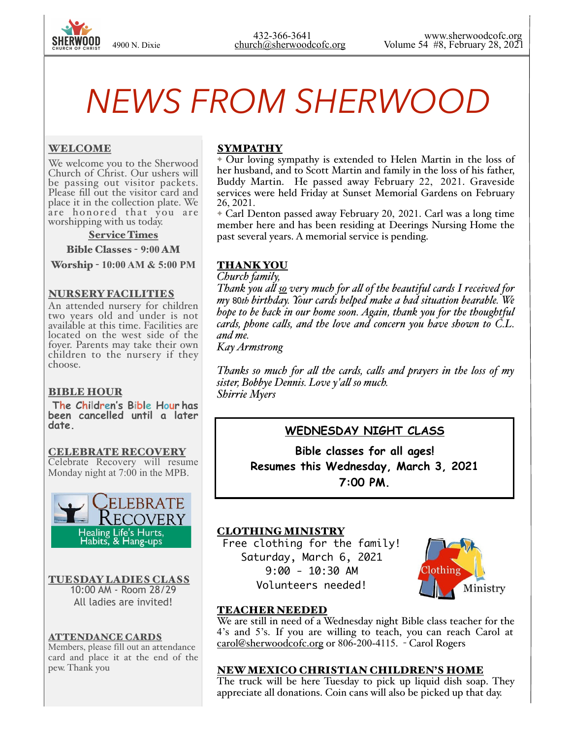SHERWOOD CHURCH OF CHRIST — 4900 N. Dixie

432-366-3641
church@sherwoodcofc.org

www.sherwoodcofc.org
Volume 54 #8, February 28, 2021

# NEWS FROM SHERWOOD

## WELCOME

We welcome you to the Sherwood Church of Christ. Our ushers will be passing out visitor packets. Please fill out the visitor card and place it in the collection plate. We are honored that you are worshipping with us today.

**Service Times**

**Bible Classes - 9:00 AM**

**Worship - 10:00 AM & 5:00 PM**

## NURSERY FACILITIES

An attended nursery for children two years old and under is not available at this time. Facilities are located on the west side of the foyer. Parents may take their own children to the nursery if they choose.

## BIBLE HOUR

**The Children's Bible Hour has been cancelled until a later date.**

## CELEBRATE RECOVERY

Celebrate Recovery will resume Monday night at 7:00 in the MPB.

CELEBRATE RECOVERY
Healing Life's Hurts, Habits, & Hang-ups

## TUESDAY LADIES CLASS

10:00 AM - Room 28/29
All ladies are invited!

## ATTENDANCE CARDS

Members, please fill out an attendance card and place it at the end of the pew. Thank you

## SYMPATHY

- Our loving sympathy is extended to Helen Martin in the loss of her husband, and to Scott Martin and family in the loss of his father, Buddy Martin. He passed away February 22, 2021. Graveside services were held Friday at Sunset Memorial Gardens on February 26, 2021.
- Carl Denton passed away February 20, 2021. Carl was a long time member here and has been residing at Deerings Nursing Home the past several years. A memorial service is pending.

## THANK YOU

*Church family,*
*Thank you all so very much for all of the beautiful cards I received for my 80th birthday. Your cards helped make a bad situation bearable. We hope to be back in our home soon. Again, thank you for the thoughtful cards, phone calls, and the love and concern you have shown to C.L. and me.*
*Kay Armstrong*

*Thanks so much for all the cards, calls and prayers in the loss of my sister, Bobbye Dennis. Love y'all so much.*
*Shirrie Myers*

## WEDNESDAY NIGHT CLASS

**Bible classes for all ages!**
**Resumes this Wednesday, March 3, 2021**
**7:00 PM.**

## CLOTHING MINISTRY

Free clothing for the family!
Saturday, March 6, 2021
9:00 - 10:30 AM
Volunteers needed!

Clothing Ministry

## TEACHER NEEDED

We are still in need of a Wednesday night Bible class teacher for the 4's and 5's. If you are willing to teach, you can reach Carol at carol@sherwoodcofc.org or 806-200-4115. - Carol Rogers

## NEW MEXICO CHRISTIAN CHILDREN'S HOME

The truck will be here Tuesday to pick up liquid dish soap. They appreciate all donations. Coin cans will also be picked up that day.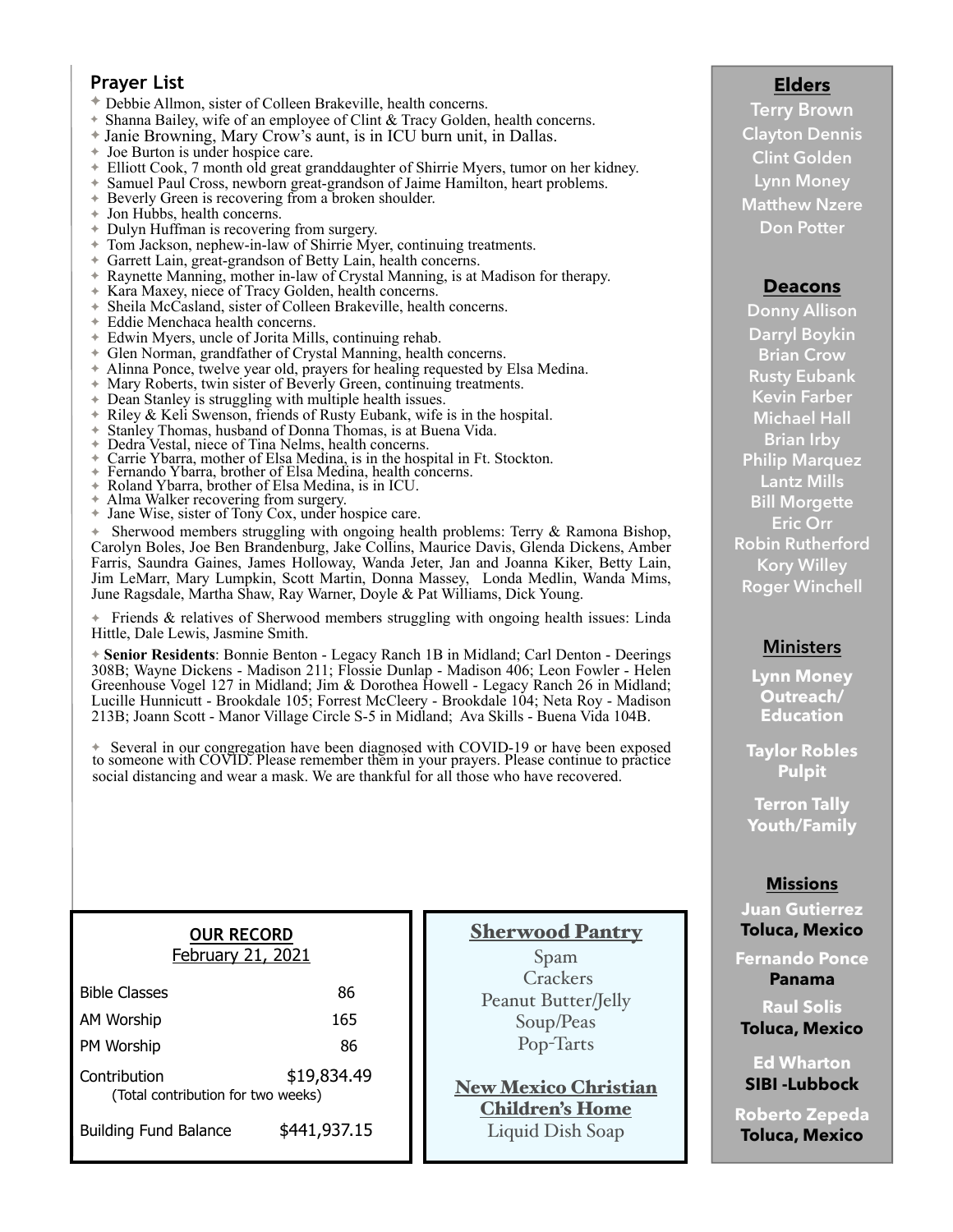## Prayer List

- Debbie Allmon, sister of Colleen Brakeville, health concerns.
- Shanna Bailey, wife of an employee of Clint & Tracy Golden, health concerns.
- Janie Browning, Mary Crow's aunt, is in ICU burn unit, in Dallas.
- Joe Burton is under hospice care.
- Elliott Cook, 7 month old great granddaughter of Shirrie Myers, tumor on her kidney.
- Samuel Paul Cross, newborn great-grandson of Jaime Hamilton, heart problems.
- Beverly Green is recovering from a broken shoulder.
- Jon Hubbs, health concerns.
- Dulyn Huffman is recovering from surgery.
- Tom Jackson, nephew-in-law of Shirrie Myer, continuing treatments.
- Garrett Lain, great-grandson of Betty Lain, health concerns.
- Raynette Manning, mother in-law of Crystal Manning, is at Madison for therapy.
- Kara Maxey, niece of Tracy Golden, health concerns.
- Sheila McCasland, sister of Colleen Brakeville, health concerns.
- Eddie Menchaca health concerns.
- Edwin Myers, uncle of Jorita Mills, continuing rehab.
- Glen Norman, grandfather of Crystal Manning, health concerns.
- Alinna Ponce, twelve year old, prayers for healing requested by Elsa Medina.
- Mary Roberts, twin sister of Beverly Green, continuing treatments.
- Dean Stanley is struggling with multiple health issues.
- Riley & Keli Swenson, friends of Rusty Eubank, wife is in the hospital.
- Stanley Thomas, husband of Donna Thomas, is at Buena Vida.
- Dedra Vestal, niece of Tina Nelms, health concerns.
- Carrie Ybarra, mother of Elsa Medina, is in the hospital in Ft. Stockton.
- Fernando Ybarra, brother of Elsa Medina, health concerns.
- Roland Ybarra, brother of Elsa Medina, is in ICU.
- Alma Walker recovering from surgery.
- Jane Wise, sister of Tony Cox, under hospice care.

- Sherwood members struggling with ongoing health problems: Terry & Ramona Bishop, Carolyn Boles, Joe Ben Brandenburg, Jake Collins, Maurice Davis, Glenda Dickens, Amber Farris, Saundra Gaines, James Holloway, Wanda Jeter, Jan and Joanna Kiker, Betty Lain, Jim LeMarr, Mary Lumpkin, Scott Martin, Donna Massey, Londa Medlin, Wanda Mims, June Ragsdale, Martha Shaw, Ray Warner, Doyle & Pat Williams, Dick Young.

- Friends & relatives of Sherwood members struggling with ongoing health issues: Linda Hittle, Dale Lewis, Jasmine Smith.

- **Senior Residents**: Bonnie Benton - Legacy Ranch 1B in Midland; Carl Denton - Deerings 308B; Wayne Dickens - Madison 211; Flossie Dunlap - Madison 406; Leon Fowler - Helen Greenhouse Vogel 127 in Midland; Jim & Dorothea Howell - Legacy Ranch 26 in Midland; Lucille Hunnicutt - Brookdale 105; Forrest McCleery - Brookdale 104; Neta Roy - Madison 213B; Joann Scott - Manor Village Circle S-5 in Midland; Ava Skills - Buena Vida 104B.

- Several in our congregation have been diagnosed with COVID-19 or have been exposed to someone with COVID. Please remember them in your prayers. Please continue to practice social distancing and wear a mask. We are thankful for all those who have recovered.

### OUR RECORD
February 21, 2021

| | |
|---|---|
| Bible Classes | 86 |
| AM Worship | 165 |
| PM Worship | 86 |
| Contribution (Total contribution for two weeks) | $19,834.49 |
| Building Fund Balance | $441,937.15 |

### Sherwood Pantry

Spam
Crackers
Peanut Butter/Jelly
Soup/Peas
Pop-Tarts

### New Mexico Christian Children's Home

Liquid Dish Soap

### Elders

Terry Brown
Clayton Dennis
Clint Golden
Lynn Money
Matthew Nzere
Don Potter

### Deacons

Donny Allison
Darryl Boykin
Brian Crow
Rusty Eubank
Kevin Farber
Michael Hall
Brian Irby
Philip Marquez
Lantz Mills
Bill Morgette
Eric Orr
Robin Rutherford
Kory Willey
Roger Winchell

### Ministers

**Lynn Money**
Outreach/Education

**Taylor Robles**
Pulpit

**Terron Tally**
Youth/Family

### Missions

**Juan Gutierrez**
Toluca, Mexico

**Fernando Ponce**
Panama

**Raul Solis**
Toluca, Mexico

**Ed Wharton**
SIBI -Lubbock

**Roberto Zepeda**
Toluca, Mexico